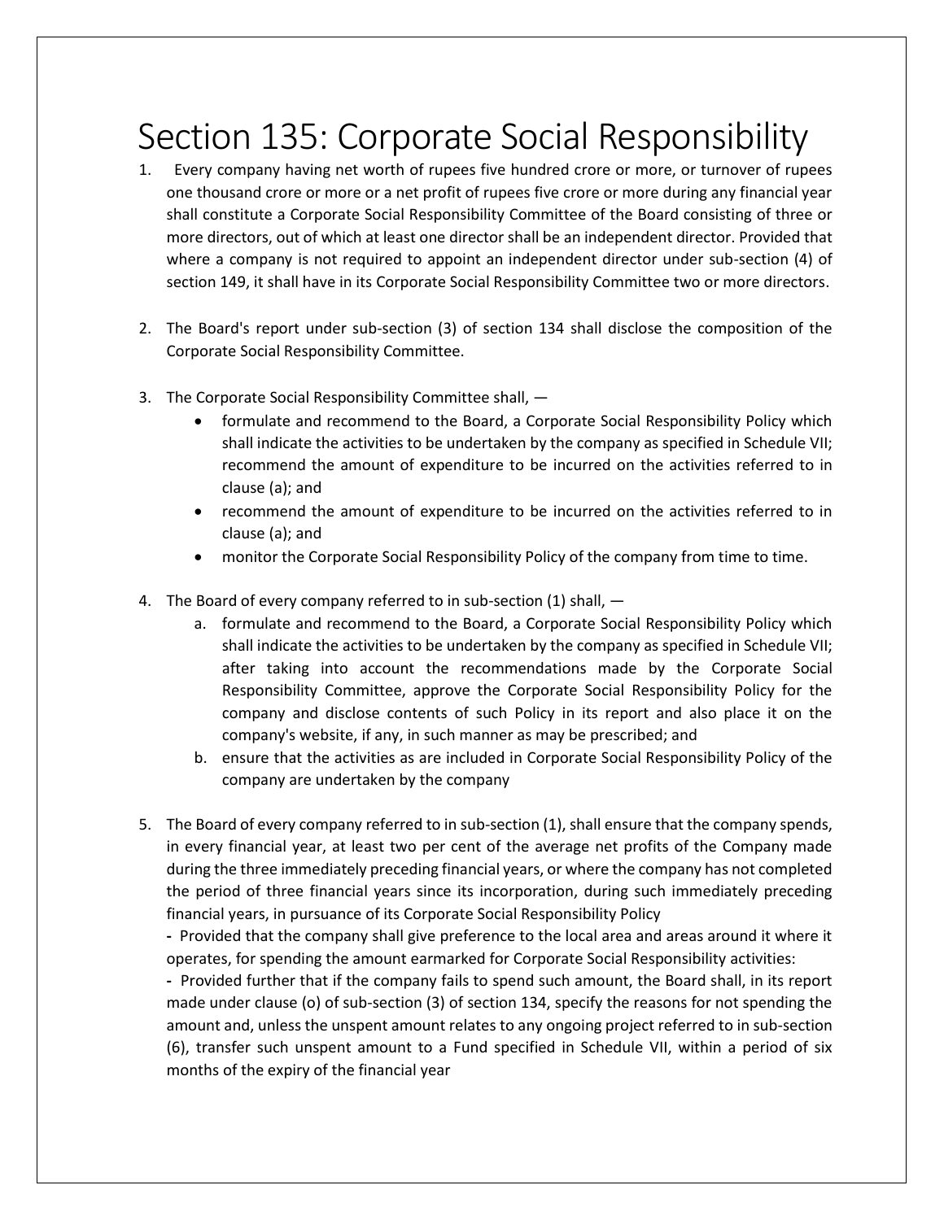# Section 135: Corporate Social Responsibility

1. Every company having net worth of rupees five hundred crore or more, or turnover of rupees one thousand crore or more or a net profit of rupees five crore or more during any financial year shall constitute a Corporate Social Responsibility Committee of the Board consisting of three or more directors, out of which at least one director shall be an independent director. Provided that where a company is not required to appoint an independent director under sub-section (4) of section 149, it shall have in its Corporate Social Responsibility Committee two or more directors.

2. The Board's report under sub-section (3) of section 134 shall disclose the composition of the Corporate Social Responsibility Committee.

3. The Corporate Social Responsibility Committee shall, —
   - formulate and recommend to the Board, a Corporate Social Responsibility Policy which shall indicate the activities to be undertaken by the company as specified in Schedule VII; recommend the amount of expenditure to be incurred on the activities referred to in clause (a); and
   - recommend the amount of expenditure to be incurred on the activities referred to in clause (a); and
   - monitor the Corporate Social Responsibility Policy of the company from time to time.

4. The Board of every company referred to in sub-section (1) shall, —
   a. formulate and recommend to the Board, a Corporate Social Responsibility Policy which shall indicate the activities to be undertaken by the company as specified in Schedule VII; after taking into account the recommendations made by the Corporate Social Responsibility Committee, approve the Corporate Social Responsibility Policy for the company and disclose contents of such Policy in its report and also place it on the company's website, if any, in such manner as may be prescribed; and
   b. ensure that the activities as are included in Corporate Social Responsibility Policy of the company are undertaken by the company

5. The Board of every company referred to in sub-section (1), shall ensure that the company spends, in every financial year, at least two per cent of the average net profits of the Company made during the three immediately preceding financial years, or where the company has not completed the period of three financial years since its incorporation, during such immediately preceding financial years, in pursuance of its Corporate Social Responsibility Policy

   - Provided that the company shall give preference to the local area and areas around it where it operates, for spending the amount earmarked for Corporate Social Responsibility activities:
   - Provided further that if the company fails to spend such amount, the Board shall, in its report made under clause (o) of sub-section (3) of section 134, specify the reasons for not spending the amount and, unless the unspent amount relates to any ongoing project referred to in sub-section (6), transfer such unspent amount to a Fund specified in Schedule VII, within a period of six months of the expiry of the financial year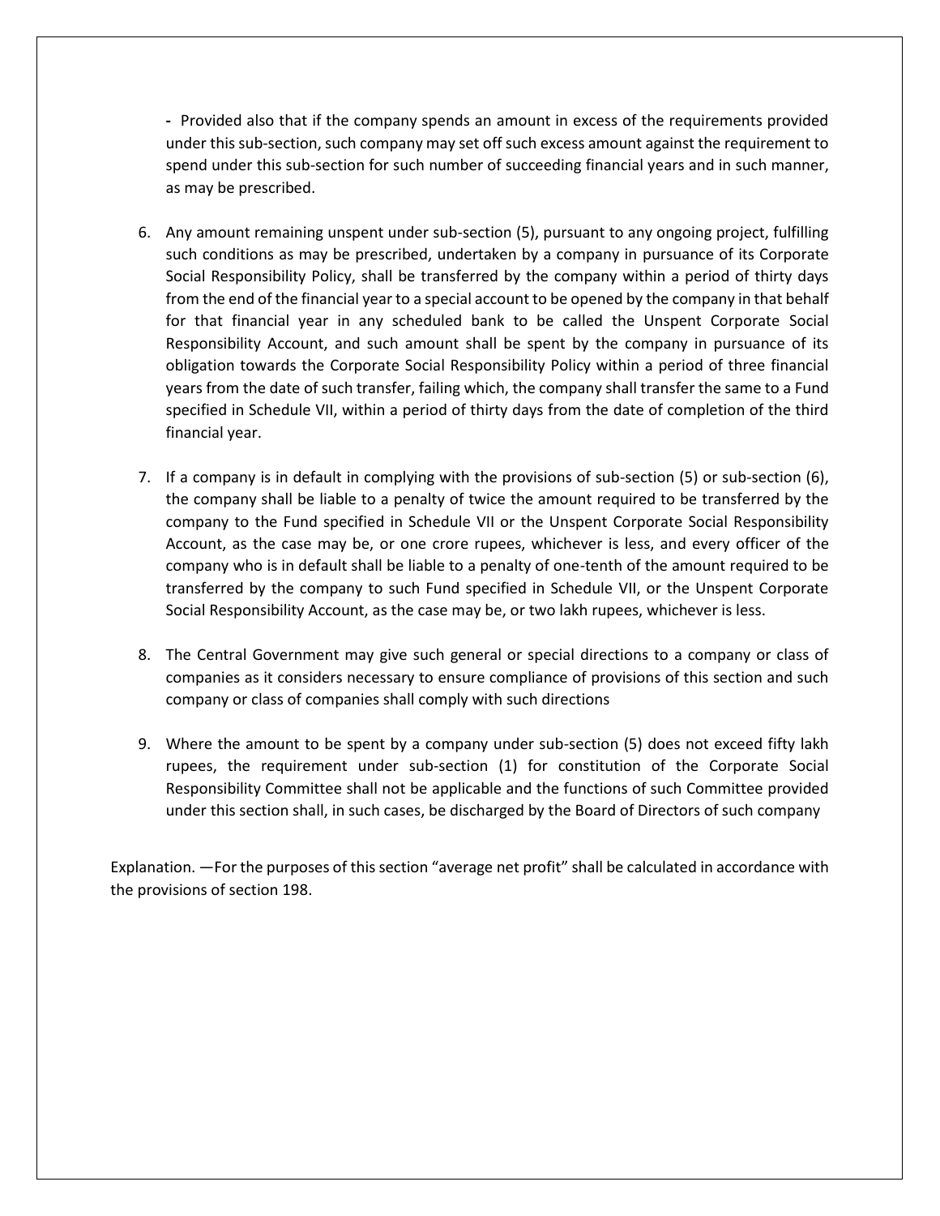- Provided also that if the company spends an amount in excess of the requirements provided under this sub-section, such company may set off such excess amount against the requirement to spend under this sub-section for such number of succeeding financial years and in such manner, as may be prescribed.

6. Any amount remaining unspent under sub-section (5), pursuant to any ongoing project, fulfilling such conditions as may be prescribed, undertaken by a company in pursuance of its Corporate Social Responsibility Policy, shall be transferred by the company within a period of thirty days from the end of the financial year to a special account to be opened by the company in that behalf for that financial year in any scheduled bank to be called the Unspent Corporate Social Responsibility Account, and such amount shall be spent by the company in pursuance of its obligation towards the Corporate Social Responsibility Policy within a period of three financial years from the date of such transfer, failing which, the company shall transfer the same to a Fund specified in Schedule VII, within a period of thirty days from the date of completion of the third financial year.

7. If a company is in default in complying with the provisions of sub-section (5) or sub-section (6), the company shall be liable to a penalty of twice the amount required to be transferred by the company to the Fund specified in Schedule VII or the Unspent Corporate Social Responsibility Account, as the case may be, or one crore rupees, whichever is less, and every officer of the company who is in default shall be liable to a penalty of one-tenth of the amount required to be transferred by the company to such Fund specified in Schedule VII, or the Unspent Corporate Social Responsibility Account, as the case may be, or two lakh rupees, whichever is less.

8. The Central Government may give such general or special directions to a company or class of companies as it considers necessary to ensure compliance of provisions of this section and such company or class of companies shall comply with such directions

9. Where the amount to be spent by a company under sub-section (5) does not exceed fifty lakh rupees, the requirement under sub-section (1) for constitution of the Corporate Social Responsibility Committee shall not be applicable and the functions of such Committee provided under this section shall, in such cases, be discharged by the Board of Directors of such company

Explanation. —For the purposes of this section "average net profit" shall be calculated in accordance with the provisions of section 198.